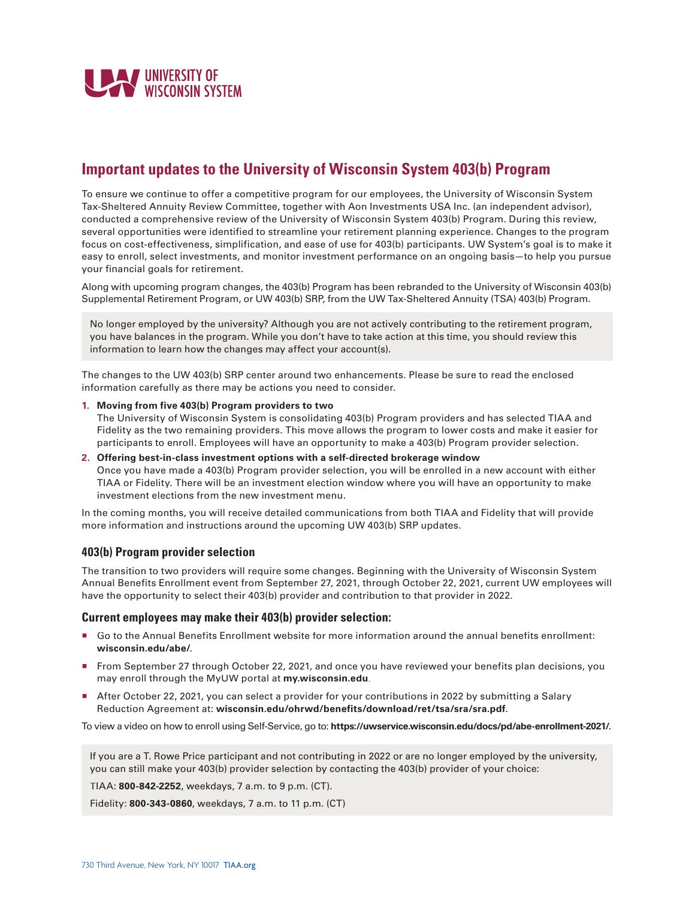UNIVERSITY OF WISCONSIN SYSTEM

# Important updates to the University of Wisconsin System 403(b) Program

To ensure we continue to offer a competitive program for our employees, the University of Wisconsin System Tax-Sheltered Annuity Review Committee, together with Aon Investments USA Inc. (an independent advisor), conducted a comprehensive review of the University of Wisconsin System 403(b) Program. During this review, several opportunities were identified to streamline your retirement planning experience. Changes to the program focus on cost-effectiveness, simplification, and ease of use for 403(b) participants. UW System's goal is to make it easy to enroll, select investments, and monitor investment performance on an ongoing basis—to help you pursue your financial goals for retirement.

Along with upcoming program changes, the 403(b) Program has been rebranded to the University of Wisconsin 403(b) Supplemental Retirement Program, or UW 403(b) SRP, from the UW Tax-Sheltered Annuity (TSA) 403(b) Program.

> No longer employed by the university? Although you are not actively contributing to the retirement program, you have balances in the program. While you don't have to take action at this time, you should review this information to learn how the changes may affect your account(s).

The changes to the UW 403(b) SRP center around two enhancements. Please be sure to read the enclosed information carefully as there may be actions you need to consider.

1. **Moving from five 403(b) Program providers to two**
   The University of Wisconsin System is consolidating 403(b) Program providers and has selected TIAA and Fidelity as the two remaining providers. This move allows the program to lower costs and make it easier for participants to enroll. Employees will have an opportunity to make a 403(b) Program provider selection.
2. **Offering best-in-class investment options with a self-directed brokerage window**
   Once you have made a 403(b) Program provider selection, you will be enrolled in a new account with either TIAA or Fidelity. There will be an investment election window where you will have an opportunity to make investment elections from the new investment menu.

In the coming months, you will receive detailed communications from both TIAA and Fidelity that will provide more information and instructions around the upcoming UW 403(b) SRP updates.

### 403(b) Program provider selection

The transition to two providers will require some changes. Beginning with the University of Wisconsin System Annual Benefits Enrollment event from September 27, 2021, through October 22, 2021, current UW employees will have the opportunity to select their 403(b) provider and contribution to that provider in 2022.

### Current employees may make their 403(b) provider selection:

- Go to the Annual Benefits Enrollment website for more information around the annual benefits enrollment: **wisconsin.edu/abe/**.
- From September 27 through October 22, 2021, and once you have reviewed your benefits plan decisions, you may enroll through the MyUW portal at **my.wisconsin.edu**.
- After October 22, 2021, you can select a provider for your contributions in 2022 by submitting a Salary Reduction Agreement at: **wisconsin.edu/ohrwd/benefits/download/ret/tsa/sra/sra.pdf**.

To view a video on how to enroll using Self-Service, go to: **https://uwservice.wisconsin.edu/docs/pd/abe-enrollment-2021/**.

> If you are a T. Rowe Price participant and not contributing in 2022 or are no longer employed by the university, you can still make your 403(b) provider selection by contacting the 403(b) provider of your choice:
>
> TIAA: **800-842-2252**, weekdays, 7 a.m. to 9 p.m. (CT).
>
> Fidelity: **800-343-0860**, weekdays, 7 a.m. to 11 p.m. (CT)

730 Third Avenue, New York, NY 10017 TIAA.org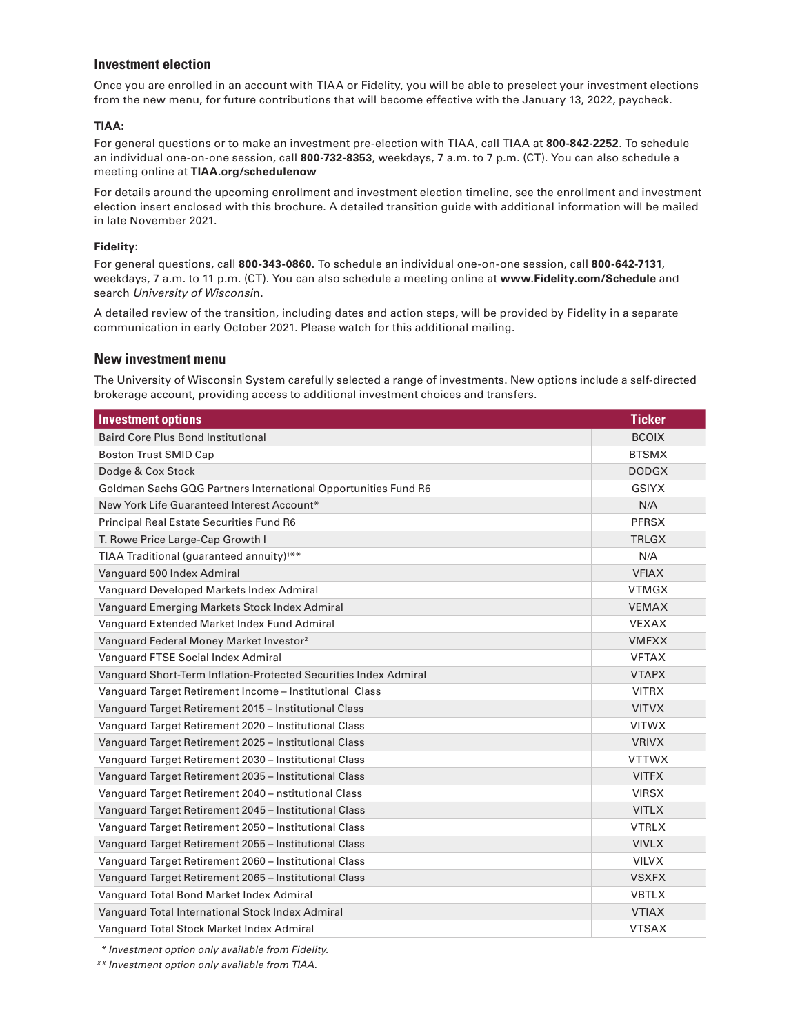## Investment election

Once you are enrolled in an account with TIAA or Fidelity, you will be able to preselect your investment elections from the new menu, for future contributions that will become effective with the January 13, 2022, paycheck.

**TIAA:**

For general questions or to make an investment pre-election with TIAA, call TIAA at **800-842-2252**. To schedule an individual one-on-one session, call **800-732-8353**, weekdays, 7 a.m. to 7 p.m. (CT). You can also schedule a meeting online at **TIAA.org/schedulenow**.

For details around the upcoming enrollment and investment election timeline, see the enrollment and investment election insert enclosed with this brochure. A detailed transition guide with additional information will be mailed in late November 2021.

**Fidelity:**

For general questions, call **800-343-0860**. To schedule an individual one-on-one session, call **800-642-7131**, weekdays, 7 a.m. to 11 p.m. (CT). You can also schedule a meeting online at **www.Fidelity.com/Schedule** and search *University of Wisconsi*n.

A detailed review of the transition, including dates and action steps, will be provided by Fidelity in a separate communication in early October 2021. Please watch for this additional mailing.

## New investment menu

The University of Wisconsin System carefully selected a range of investments. New options include a self-directed brokerage account, providing access to additional investment choices and transfers.

| Investment options | Ticker |
|---|---|
| Baird Core Plus Bond Institutional | BCOIX |
| Boston Trust SMID Cap | BTSMX |
| Dodge & Cox Stock | DODGX |
| Goldman Sachs GQG Partners International Opportunities Fund R6 | GSIYX |
| New York Life Guaranteed Interest Account* | N/A |
| Principal Real Estate Securities Fund R6 | PFRSX |
| T. Rowe Price Large-Cap Growth I | TRLGX |
| TIAA Traditional (guaranteed annuity)[1]** | N/A |
| Vanguard 500 Index Admiral | VFIAX |
| Vanguard Developed Markets Index Admiral | VTMGX |
| Vanguard Emerging Markets Stock Index Admiral | VEMAX |
| Vanguard Extended Market Index Fund Admiral | VEXAX |
| Vanguard Federal Money Market Investor[2] | VMFXX |
| Vanguard FTSE Social Index Admiral | VFTAX |
| Vanguard Short-Term Inflation-Protected Securities Index Admiral | VTAPX |
| Vanguard Target Retirement Income – Institutional Class | VITRX |
| Vanguard Target Retirement 2015 – Institutional Class | VITVX |
| Vanguard Target Retirement 2020 – Institutional Class | VITWX |
| Vanguard Target Retirement 2025 – Institutional Class | VRIVX |
| Vanguard Target Retirement 2030 – Institutional Class | VTTWX |
| Vanguard Target Retirement 2035 – Institutional Class | VITFX |
| Vanguard Target Retirement 2040 – nstitutional Class | VIRSX |
| Vanguard Target Retirement 2045 – Institutional Class | VITLX |
| Vanguard Target Retirement 2050 – Institutional Class | VTRLX |
| Vanguard Target Retirement 2055 – Institutional Class | VIVLX |
| Vanguard Target Retirement 2060 – Institutional Class | VILVX |
| Vanguard Target Retirement 2065 – Institutional Class | VSXFX |
| Vanguard Total Bond Market Index Admiral | VBTLX |
| Vanguard Total International Stock Index Admiral | VTIAX |
| Vanguard Total Stock Market Index Admiral | VTSAX |

*\* Investment option only available from Fidelity.*

*\*\* Investment option only available from TIAA.*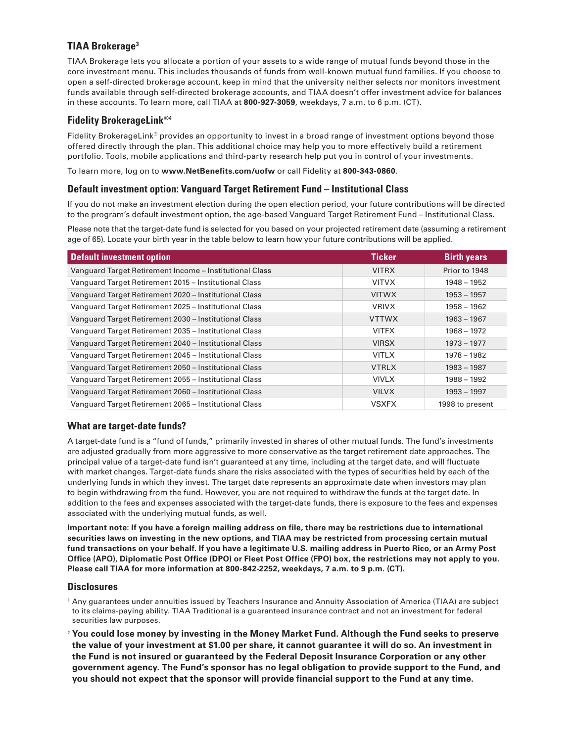### TIAA Brokerage[3]

TIAA Brokerage lets you allocate a portion of your assets to a wide range of mutual funds beyond those in the core investment menu. This includes thousands of funds from well-known mutual fund families. If you choose to open a self-directed brokerage account, keep in mind that the university neither selects nor monitors investment funds available through self-directed brokerage accounts, and TIAA doesn't offer investment advice for balances in these accounts. To learn more, call TIAA at **800-927-3059**, weekdays, 7 a.m. to 6 p.m. (CT).

### Fidelity BrokerageLink®[4]

Fidelity BrokerageLink® provides an opportunity to invest in a broad range of investment options beyond those offered directly through the plan. This additional choice may help you to more effectively build a retirement portfolio. Tools, mobile applications and third-party research help put you in control of your investments.

To learn more, log on to **www.NetBenefits.com/uofw** or call Fidelity at **800-343-0860**.

### Default investment option: Vanguard Target Retirement Fund – Institutional Class

If you do not make an investment election during the open election period, your future contributions will be directed to the program's default investment option, the age-based Vanguard Target Retirement Fund – Institutional Class.

Please note that the target-date fund is selected for you based on your projected retirement date (assuming a retirement age of 65). Locate your birth year in the table below to learn how your future contributions will be applied.

| Default investment option | Ticker | Birth years |
|---|---|---|
| Vanguard Target Retirement Income – Institutional Class | VITRX | Prior to 1948 |
| Vanguard Target Retirement 2015 – Institutional Class | VITVX | 1948 – 1952 |
| Vanguard Target Retirement 2020 – Institutional Class | VITWX | 1953 – 1957 |
| Vanguard Target Retirement 2025 – Institutional Class | VRIVX | 1958 – 1962 |
| Vanguard Target Retirement 2030 – Institutional Class | VTTWX | 1963 – 1967 |
| Vanguard Target Retirement 2035 – Institutional Class | VITFX | 1968 – 1972 |
| Vanguard Target Retirement 2040 – Institutional Class | VIRSX | 1973 – 1977 |
| Vanguard Target Retirement 2045 – Institutional Class | VITLX | 1978 – 1982 |
| Vanguard Target Retirement 2050 – Institutional Class | VTRLX | 1983 – 1987 |
| Vanguard Target Retirement 2055 – Institutional Class | VIVLX | 1988 – 1992 |
| Vanguard Target Retirement 2060 – Institutional Class | VILVX | 1993 – 1997 |
| Vanguard Target Retirement 2065 – Institutional Class | VSXFX | 1998 to present |

### What are target-date funds?

A target-date fund is a "fund of funds," primarily invested in shares of other mutual funds. The fund's investments are adjusted gradually from more aggressive to more conservative as the target retirement date approaches. The principal value of a target-date fund isn't guaranteed at any time, including at the target date, and will fluctuate with market changes. Target-date funds share the risks associated with the types of securities held by each of the underlying funds in which they invest. The target date represents an approximate date when investors may plan to begin withdrawing from the fund. However, you are not required to withdraw the funds at the target date. In addition to the fees and expenses associated with the target-date funds, there is exposure to the fees and expenses associated with the underlying mutual funds, as well.

**Important note: If you have a foreign mailing address on file, there may be restrictions due to international securities laws on investing in the new options, and TIAA may be restricted from processing certain mutual fund transactions on your behalf. If you have a legitimate U.S. mailing address in Puerto Rico, or an Army Post Office (APO), Diplomatic Post Office (DPO) or Fleet Post Office (FPO) box, the restrictions may not apply to you. Please call TIAA for more information at 800-842-2252, weekdays, 7 a.m. to 9 p.m. (CT).**

### Disclosures

[1] Any guarantees under annuities issued by Teachers Insurance and Annuity Association of America (TIAA) are subject to its claims-paying ability. TIAA Traditional is a guaranteed insurance contract and not an investment for federal securities law purposes.

[2] **You could lose money by investing in the Money Market Fund. Although the Fund seeks to preserve the value of your investment at $1.00 per share, it cannot guarantee it will do so. An investment in the Fund is not insured or guaranteed by the Federal Deposit Insurance Corporation or any other government agency. The Fund's sponsor has no legal obligation to provide support to the Fund, and you should not expect that the sponsor will provide financial support to the Fund at any time.**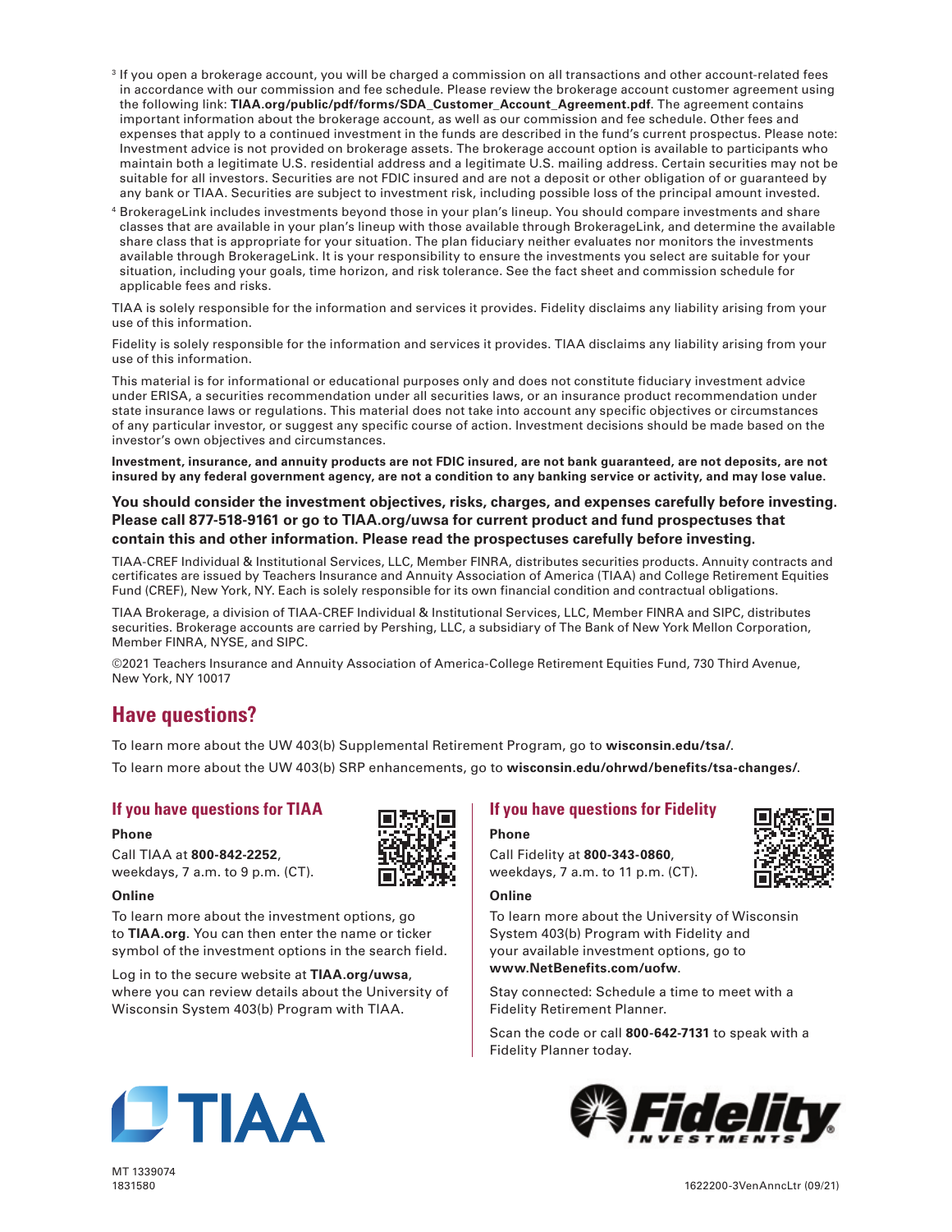[3] If you open a brokerage account, you will be charged a commission on all transactions and other account-related fees in accordance with our commission and fee schedule. Please review the brokerage account customer agreement using the following link: **TIAA.org/public/pdf/forms/SDA_Customer_Account_Agreement.pdf**. The agreement contains important information about the brokerage account, as well as our commission and fee schedule. Other fees and expenses that apply to a continued investment in the funds are described in the fund's current prospectus. Please note: Investment advice is not provided on brokerage assets. The brokerage account option is available to participants who maintain both a legitimate U.S. residential address and a legitimate U.S. mailing address. Certain securities may not be suitable for all investors. Securities are not FDIC insured and are not a deposit or other obligation of or guaranteed by any bank or TIAA. Securities are subject to investment risk, including possible loss of the principal amount invested.

[4] BrokerageLink includes investments beyond those in your plan's lineup. You should compare investments and share classes that are available in your plan's lineup with those available through BrokerageLink, and determine the available share class that is appropriate for your situation. The plan fiduciary neither evaluates nor monitors the investments available through BrokerageLink. It is your responsibility to ensure the investments you select are suitable for your situation, including your goals, time horizon, and risk tolerance. See the fact sheet and commission schedule for applicable fees and risks.

TIAA is solely responsible for the information and services it provides. Fidelity disclaims any liability arising from your use of this information.

Fidelity is solely responsible for the information and services it provides. TIAA disclaims any liability arising from your use of this information.

This material is for informational or educational purposes only and does not constitute fiduciary investment advice under ERISA, a securities recommendation under all securities laws, or an insurance product recommendation under state insurance laws or regulations. This material does not take into account any specific objectives or circumstances of any particular investor, or suggest any specific course of action. Investment decisions should be made based on the investor's own objectives and circumstances.

**Investment, insurance, and annuity products are not FDIC insured, are not bank guaranteed, are not deposits, are not insured by any federal government agency, are not a condition to any banking service or activity, and may lose value.**

**You should consider the investment objectives, risks, charges, and expenses carefully before investing. Please call 877-518-9161 or go to TIAA.org/uwsa for current product and fund prospectuses that contain this and other information. Please read the prospectuses carefully before investing.**

TIAA-CREF Individual & Institutional Services, LLC, Member FINRA, distributes securities products. Annuity contracts and certificates are issued by Teachers Insurance and Annuity Association of America (TIAA) and College Retirement Equities Fund (CREF), New York, NY. Each is solely responsible for its own financial condition and contractual obligations.

TIAA Brokerage, a division of TIAA-CREF Individual & Institutional Services, LLC, Member FINRA and SIPC, distributes securities. Brokerage accounts are carried by Pershing, LLC, a subsidiary of The Bank of New York Mellon Corporation, Member FINRA, NYSE, and SIPC.

©2021 Teachers Insurance and Annuity Association of America-College Retirement Equities Fund, 730 Third Avenue, New York, NY 10017

## Have questions?

To learn more about the UW 403(b) Supplemental Retirement Program, go to **wisconsin.edu/tsa/**.

To learn more about the UW 403(b) SRP enhancements, go to **wisconsin.edu/ohrwd/benefits/tsa-changes/**.

### If you have questions for TIAA

**Phone**

Call TIAA at **800-842-2252**, weekdays, 7 a.m. to 9 p.m. (CT).

**Online**

To learn more about the investment options, go to **TIAA.org**. You can then enter the name or ticker symbol of the investment options in the search field.

Log in to the secure website at **TIAA.org/uwsa**, where you can review details about the University of Wisconsin System 403(b) Program with TIAA.

### If you have questions for Fidelity

**Phone**

Call Fidelity at **800-343-0860**, weekdays, 7 a.m. to 11 p.m. (CT).

**Online**

To learn more about the University of Wisconsin System 403(b) Program with Fidelity and your available investment options, go to **www.NetBenefits.com/uofw**.

Stay connected: Schedule a time to meet with a Fidelity Retirement Planner.

Scan the code or call **800-642-7131** to speak with a Fidelity Planner today.

MT 1339074
1831580

1622200-3VenAnncLtr (09/21)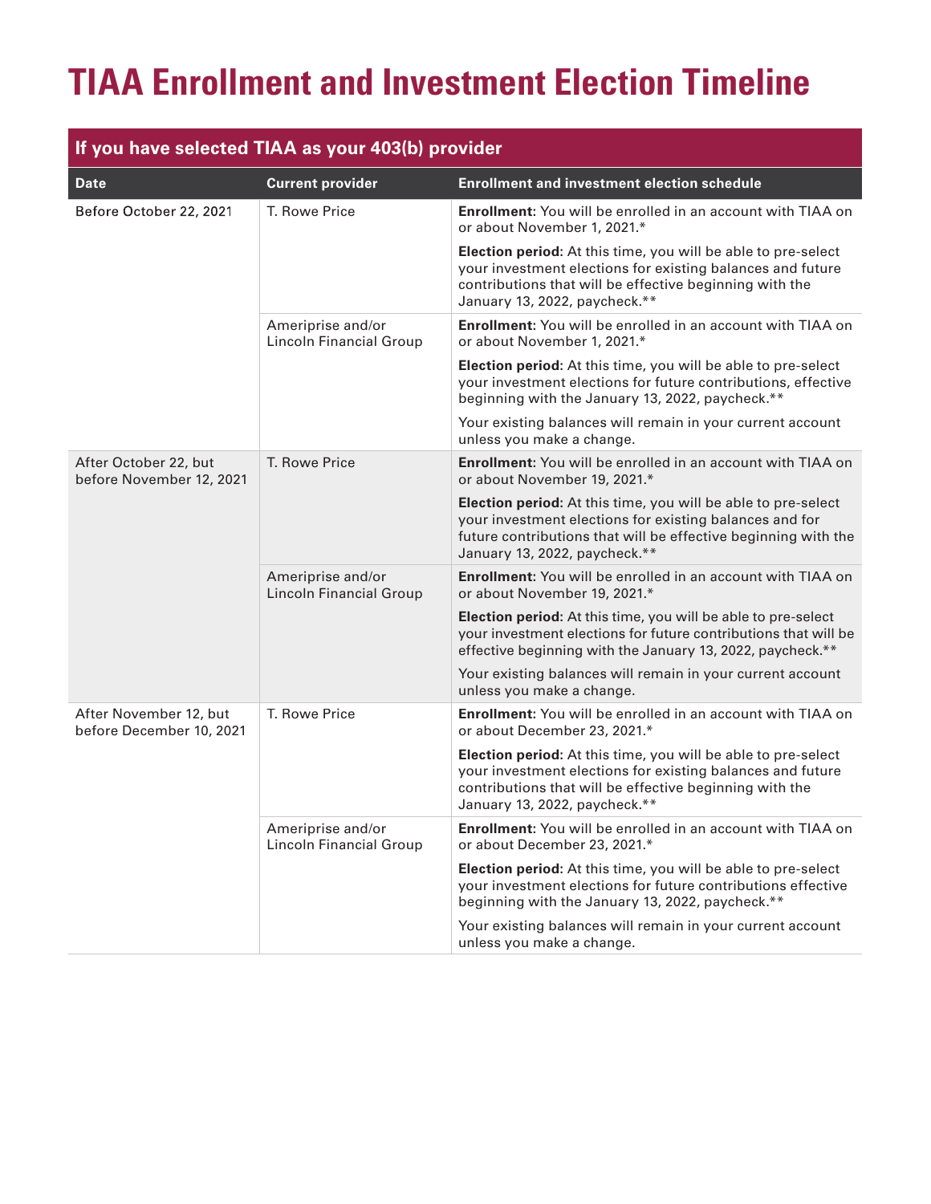# TIAA Enrollment and Investment Election Timeline

| If you have selected TIAA as your 403(b) provider | | |
|---|---|---|
| **Date** | **Current provider** | **Enrollment and investment election schedule** |
| Before October 22, 2021 | T. Rowe Price | **Enrollment:** You will be enrolled in an account with TIAA on or about November 1, 2021.*<br><br>**Election period:** At this time, you will be able to pre-select your investment elections for existing balances and future contributions that will be effective beginning with the January 13, 2022, paycheck.** |
| | Ameriprise and/or Lincoln Financial Group | **Enrollment:** You will be enrolled in an account with TIAA on or about November 1, 2021.*<br><br>**Election period:** At this time, you will be able to pre-select your investment elections for future contributions, effective beginning with the January 13, 2022, paycheck.**<br><br>Your existing balances will remain in your current account unless you make a change. |
| After October 22, but before November 12, 2021 | T. Rowe Price | **Enrollment:** You will be enrolled in an account with TIAA on or about November 19, 2021.*<br><br>**Election period:** At this time, you will be able to pre-select your investment elections for existing balances and for future contributions that will be effective beginning with the January 13, 2022, paycheck.** |
| | Ameriprise and/or Lincoln Financial Group | **Enrollment:** You will be enrolled in an account with TIAA on or about November 19, 2021.*<br><br>**Election period:** At this time, you will be able to pre-select your investment elections for future contributions that will be effective beginning with the January 13, 2022, paycheck.**<br><br>Your existing balances will remain in your current account unless you make a change. |
| After November 12, but before December 10, 2021 | T. Rowe Price | **Enrollment:** You will be enrolled in an account with TIAA on or about December 23, 2021.*<br><br>**Election period:** At this time, you will be able to pre-select your investment elections for existing balances and future contributions that will be effective beginning with the January 13, 2022, paycheck.** |
| | Ameriprise and/or Lincoln Financial Group | **Enrollment:** You will be enrolled in an account with TIAA on or about December 23, 2021.*<br><br>**Election period:** At this time, you will be able to pre-select your investment elections for future contributions effective beginning with the January 13, 2022, paycheck.**<br><br>Your existing balances will remain in your current account unless you make a change. |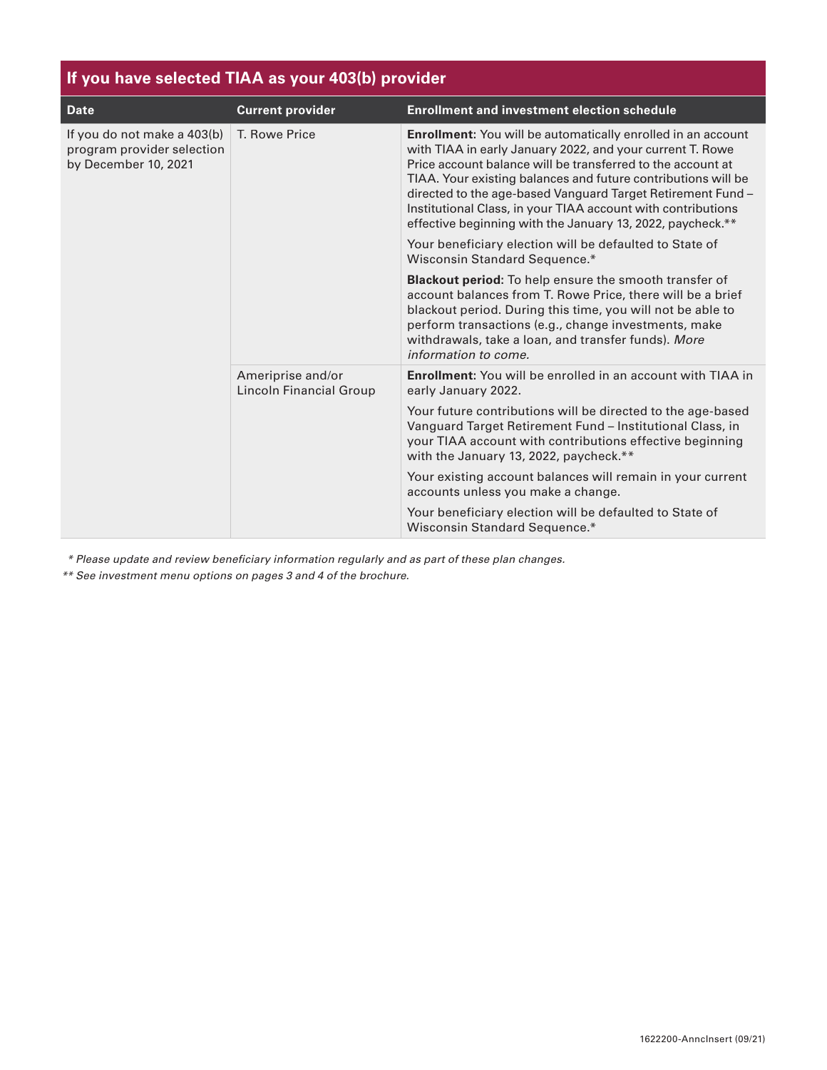## If you have selected TIAA as your 403(b) provider

| Date | Current provider | Enrollment and investment election schedule |
|---|---|---|
| If you do not make a 403(b) program provider selection by December 10, 2021 | T. Rowe Price | **Enrollment:** You will be automatically enrolled in an account with TIAA in early January 2022, and your current T. Rowe Price account balance will be transferred to the account at TIAA. Your existing balances and future contributions will be directed to the age-based Vanguard Target Retirement Fund – Institutional Class, in your TIAA account with contributions effective beginning with the January 13, 2022, paycheck.** <br><br> Your beneficiary election will be defaulted to State of Wisconsin Standard Sequence.* <br><br> **Blackout period:** To help ensure the smooth transfer of account balances from T. Rowe Price, there will be a brief blackout period. During this time, you will not be able to perform transactions (e.g., change investments, make withdrawals, take a loan, and transfer funds). *More information to come.* |
| | Ameriprise and/or Lincoln Financial Group | **Enrollment:** You will be enrolled in an account with TIAA in early January 2022. <br><br> Your future contributions will be directed to the age-based Vanguard Target Retirement Fund – Institutional Class, in your TIAA account with contributions effective beginning with the January 13, 2022, paycheck.** <br><br> Your existing account balances will remain in your current accounts unless you make a change. <br><br> Your beneficiary election will be defaulted to State of Wisconsin Standard Sequence.* |

*\* Please update and review beneficiary information regularly and as part of these plan changes.*

*\*\* See investment menu options on pages 3 and 4 of the brochure.*

1622200-AnncInsert (09/21)